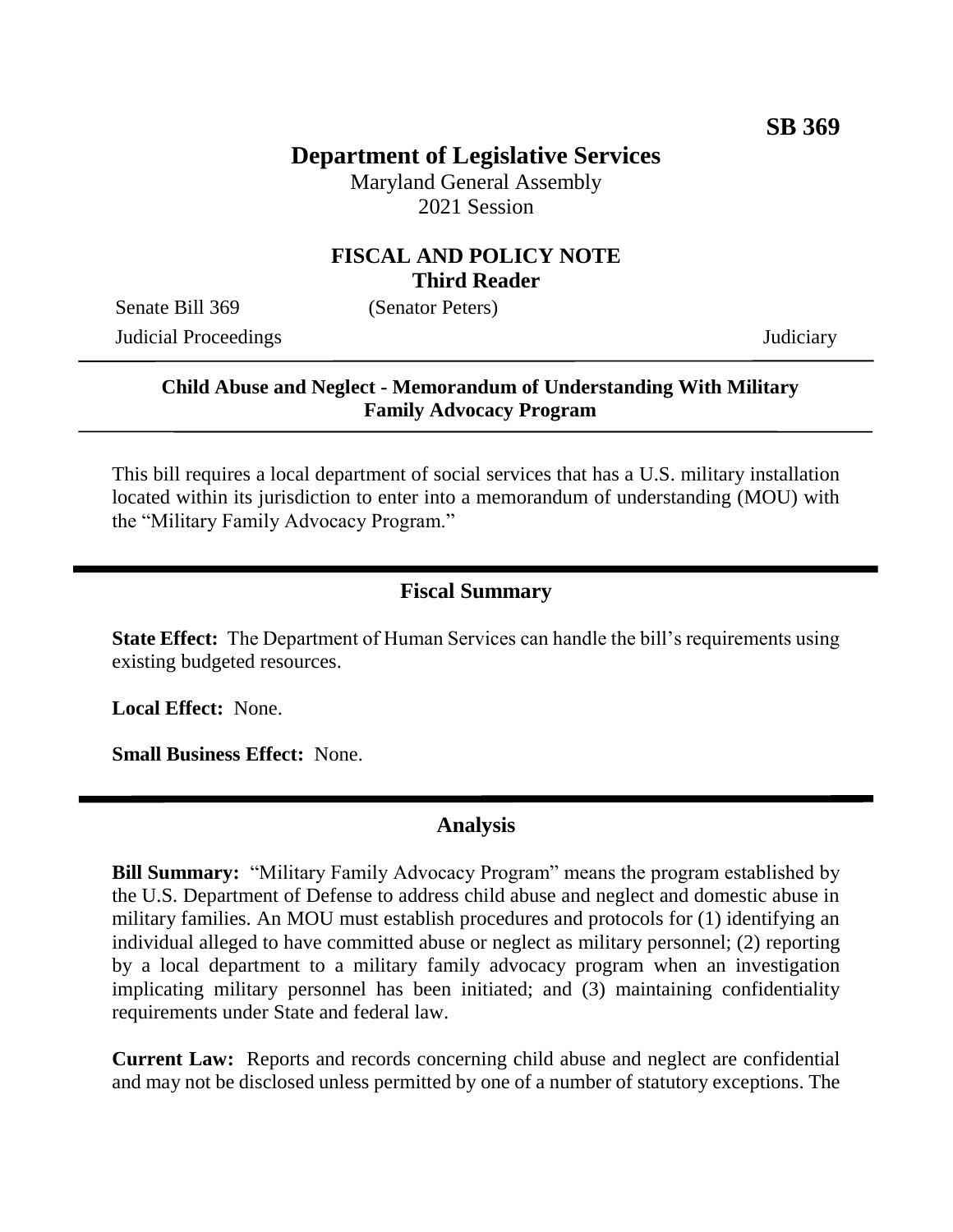**SB 369**

# Department of Legislative Services

Maryland General Assembly
2021 Session

## FISCAL AND POLICY NOTE
**Third Reader**

Senate Bill 369 (Senator Peters)
Judicial Proceedings Judiciary

---

**Child Abuse and Neglect - Memorandum of Understanding With Military Family Advocacy Program**

---

This bill requires a local department of social services that has a U.S. military installation located within its jurisdiction to enter into a memorandum of understanding (MOU) with the "Military Family Advocacy Program."

---

## Fiscal Summary

**State Effect:** The Department of Human Services can handle the bill's requirements using existing budgeted resources.

**Local Effect:** None.

**Small Business Effect:** None.

---

## Analysis

**Bill Summary:** "Military Family Advocacy Program" means the program established by the U.S. Department of Defense to address child abuse and neglect and domestic abuse in military families. An MOU must establish procedures and protocols for (1) identifying an individual alleged to have committed abuse or neglect as military personnel; (2) reporting by a local department to a military family advocacy program when an investigation implicating military personnel has been initiated; and (3) maintaining confidentiality requirements under State and federal law.

**Current Law:** Reports and records concerning child abuse and neglect are confidential and may not be disclosed unless permitted by one of a number of statutory exceptions. The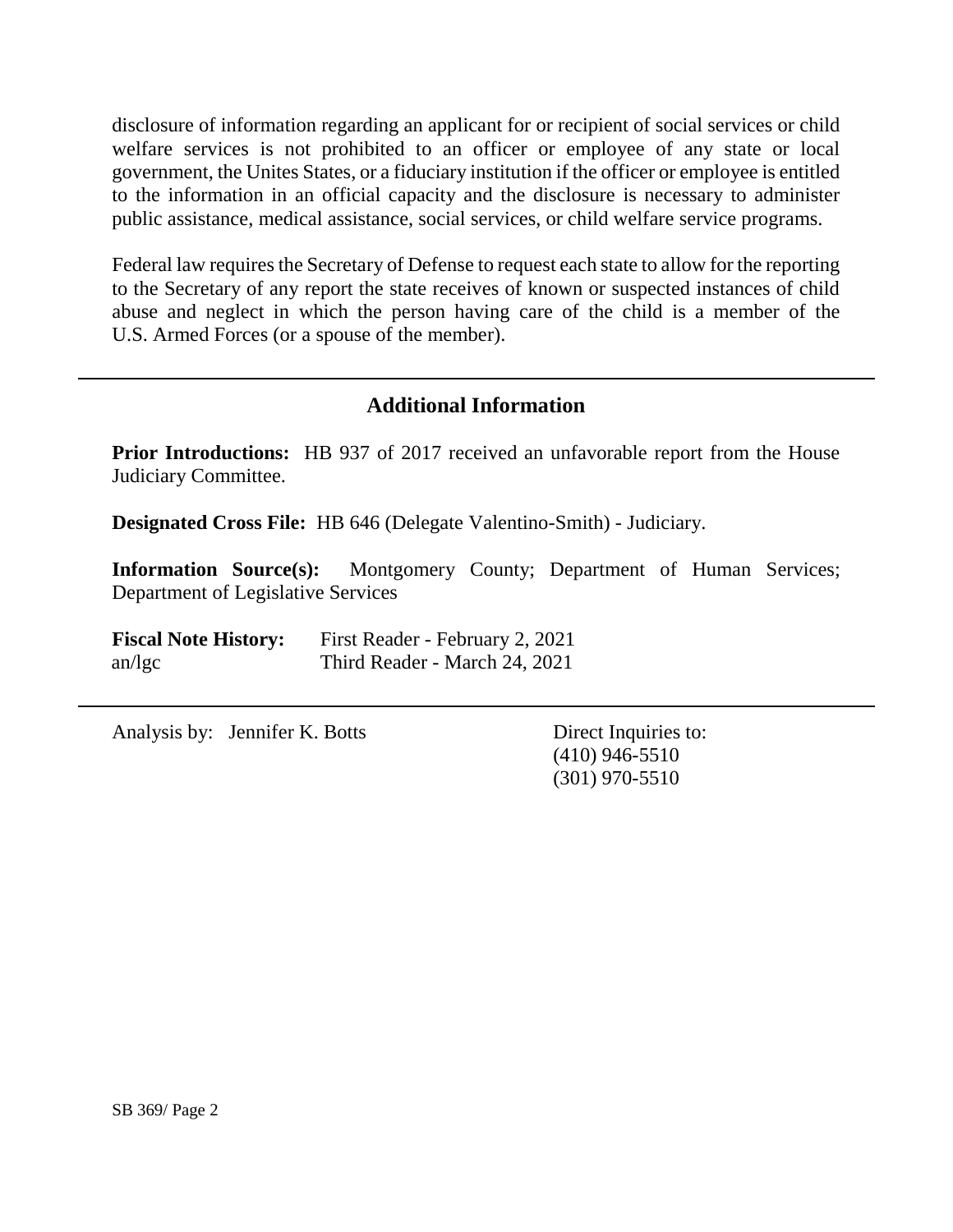disclosure of information regarding an applicant for or recipient of social services or child welfare services is not prohibited to an officer or employee of any state or local government, the Unites States, or a fiduciary institution if the officer or employee is entitled to the information in an official capacity and the disclosure is necessary to administer public assistance, medical assistance, social services, or child welfare service programs.

Federal law requires the Secretary of Defense to request each state to allow for the reporting to the Secretary of any report the state receives of known or suspected instances of child abuse and neglect in which the person having care of the child is a member of the U.S. Armed Forces (or a spouse of the member).

## Additional Information

**Prior Introductions:** HB 937 of 2017 received an unfavorable report from the House Judiciary Committee.

**Designated Cross File:** HB 646 (Delegate Valentino-Smith) - Judiciary.

**Information Source(s):** Montgomery County; Department of Human Services; Department of Legislative Services

**Fiscal Note History:** First Reader - February 2, 2021
an/lgc Third Reader - March 24, 2021

Analysis by: Jennifer K. Botts

Direct Inquiries to:
(410) 946-5510
(301) 970-5510